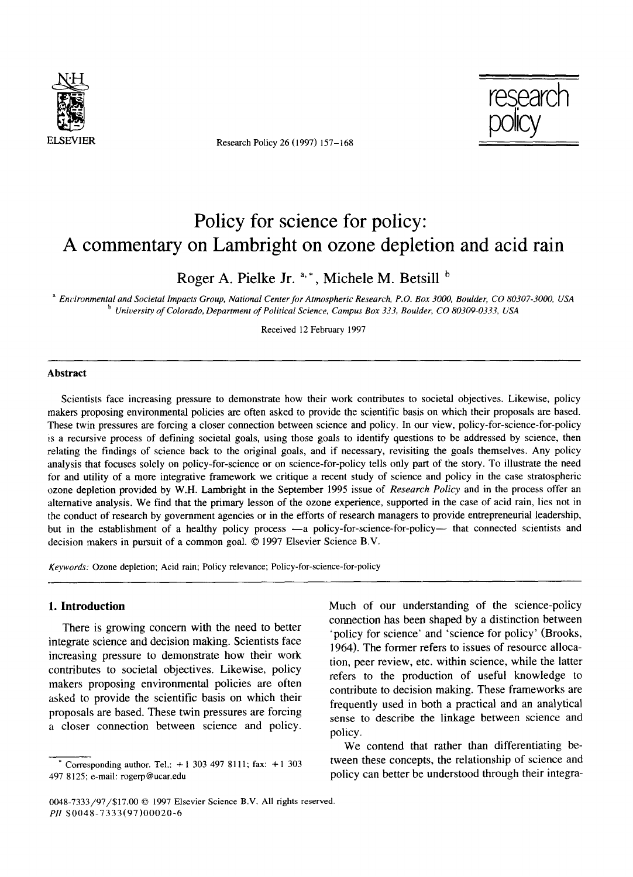# Policy for science for policy: A commentary on Lambright on ozone depletion and acid rain

Roger A. Pielke Jr. [a,*], Michele M. Betsill [b]

[a] Environmental and Societal Impacts Group, National Center for Atmospheric Research, P.O. Box 3000, Boulder, CO 80307-3000, USA
[b] University of Colorado, Department of Political Science, Campus Box 333, Boulder, CO 80309-0333, USA

Received 12 February 1997

## Abstract

Scientists face increasing pressure to demonstrate how their work contributes to societal objectives. Likewise, policy makers proposing environmental policies are often asked to provide the scientific basis on which their proposals are based. These twin pressures are forcing a closer connection between science and policy. In our view, policy-for-science-for-policy is a recursive process of defining societal goals, using those goals to identify questions to be addressed by science, then relating the findings of science back to the original goals, and if necessary, revisiting the goals themselves. Any policy analysis that focuses solely on policy-for-science or on science-for-policy tells only part of the story. To illustrate the need for and utility of a more integrative framework we critique a recent study of science and policy in the case stratospheric ozone depletion provided by W.H. Lambright in the September 1995 issue of *Research Policy* and in the process offer an alternative analysis. We find that the primary lesson of the ozone experience, supported in the case of acid rain, lies not in the conduct of research by government agencies or in the efforts of research managers to provide entrepreneurial leadership, but in the establishment of a healthy policy process —a policy-for-science-for-policy— that connected scientists and decision makers in pursuit of a common goal. © 1997 Elsevier Science B.V.

*Keywords:* Ozone depletion; Acid rain; Policy relevance; Policy-for-science-for-policy

## 1. Introduction

There is growing concern with the need to better integrate science and decision making. Scientists face increasing pressure to demonstrate how their work contributes to societal objectives. Likewise, policy makers proposing environmental policies are often asked to provide the scientific basis on which their proposals are based. These twin pressures are forcing a closer connection between science and policy. Much of our understanding of the science-policy connection has been shaped by a distinction between 'policy for science' and 'science for policy' (Brooks, 1964). The former refers to issues of resource allocation, peer review, etc. within science, while the latter refers to the production of useful knowledge to contribute to decision making. These frameworks are frequently used in both a practical and an analytical sense to describe the linkage between science and policy.

We contend that rather than differentiating between these concepts, the relationship of science and policy can better be understood through their integra-

* Corresponding author. Tel.: +1 303 497 8111; fax: +1 303 497 8125; e-mail: rogerp@ucar.edu

0048-7333/97/$17.00 © 1997 Elsevier Science B.V. All rights reserved.
PII S0048-7333(97)00020-6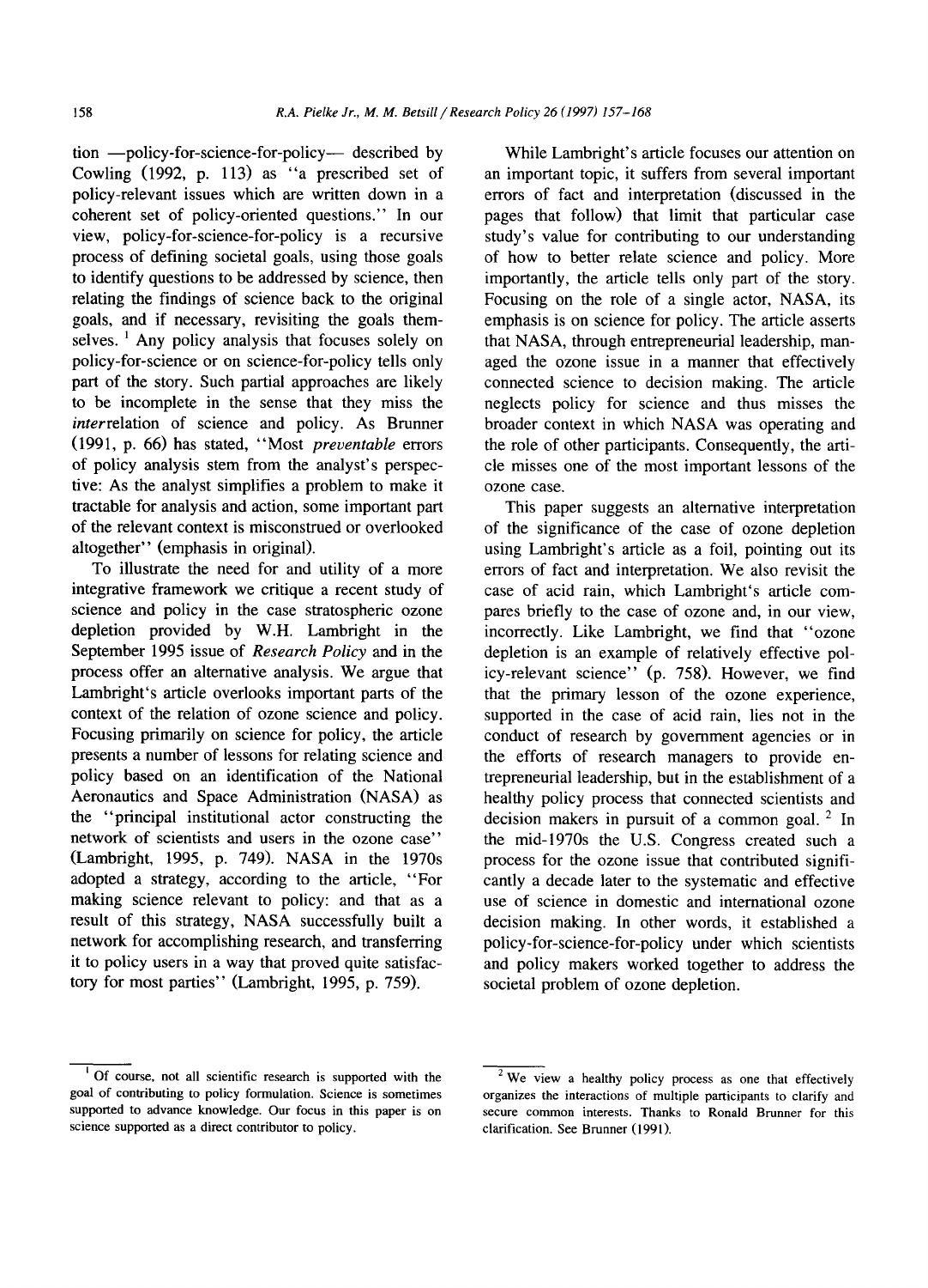tion —policy-for-science-for-policy— described by Cowling (1992, p. 113) as "a prescribed set of policy-relevant issues which are written down in a coherent set of policy-oriented questions." In our view, policy-for-science-for-policy is a recursive process of defining societal goals, using those goals to identify questions to be addressed by science, then relating the findings of science back to the original goals, and if necessary, revisiting the goals themselves. [1] Any policy analysis that focuses solely on policy-for-science or on science-for-policy tells only part of the story. Such partial approaches are likely to be incomplete in the sense that they miss the *inter*relation of science and policy. As Brunner (1991, p. 66) has stated, "Most *preventable* errors of policy analysis stem from the analyst's perspective: As the analyst simplifies a problem to make it tractable for analysis and action, some important part of the relevant context is misconstrued or overlooked altogether" (emphasis in original).

To illustrate the need for and utility of a more integrative framework we critique a recent study of science and policy in the case stratospheric ozone depletion provided by W.H. Lambright in the September 1995 issue of *Research Policy* and in the process offer an alternative analysis. We argue that Lambright's article overlooks important parts of the context of the relation of ozone science and policy. Focusing primarily on science for policy, the article presents a number of lessons for relating science and policy based on an identification of the National Aeronautics and Space Administration (NASA) as the "principal institutional actor constructing the network of scientists and users in the ozone case" (Lambright, 1995, p. 749). NASA in the 1970s adopted a strategy, according to the article, "For making science relevant to policy: and that as a result of this strategy, NASA successfully built a network for accomplishing research, and transferring it to policy users in a way that proved quite satisfactory for most parties" (Lambright, 1995, p. 759).

While Lambright's article focuses our attention on an important topic, it suffers from several important errors of fact and interpretation (discussed in the pages that follow) that limit that particular case study's value for contributing to our understanding of how to better relate science and policy. More importantly, the article tells only part of the story. Focusing on the role of a single actor, NASA, its emphasis is on science for policy. The article asserts that NASA, through entrepreneurial leadership, managed the ozone issue in a manner that effectively connected science to decision making. The article neglects policy for science and thus misses the broader context in which NASA was operating and the role of other participants. Consequently, the article misses one of the most important lessons of the ozone case.

This paper suggests an alternative interpretation of the significance of the case of ozone depletion using Lambright's article as a foil, pointing out its errors of fact and interpretation. We also revisit the case of acid rain, which Lambright's article compares briefly to the case of ozone and, in our view, incorrectly. Like Lambright, we find that "ozone depletion is an example of relatively effective policy-relevant science" (p. 758). However, we find that the primary lesson of the ozone experience, supported in the case of acid rain, lies not in the conduct of research by government agencies or in the efforts of research managers to provide entrepreneurial leadership, but in the establishment of a healthy policy process that connected scientists and decision makers in pursuit of a common goal. [2] In the mid-1970s the U.S. Congress created such a process for the ozone issue that contributed significantly a decade later to the systematic and effective use of science in domestic and international ozone decision making. In other words, it established a policy-for-science-for-policy under which scientists and policy makers worked together to address the societal problem of ozone depletion.

---

[1] Of course, not all scientific research is supported with the goal of contributing to policy formulation. Science is sometimes supported to advance knowledge. Our focus in this paper is on science supported as a direct contributor to policy.

[2] We view a healthy policy process as one that effectively organizes the interactions of multiple participants to clarify and secure common interests. Thanks to Ronald Brunner for this clarification. See Brunner (1991).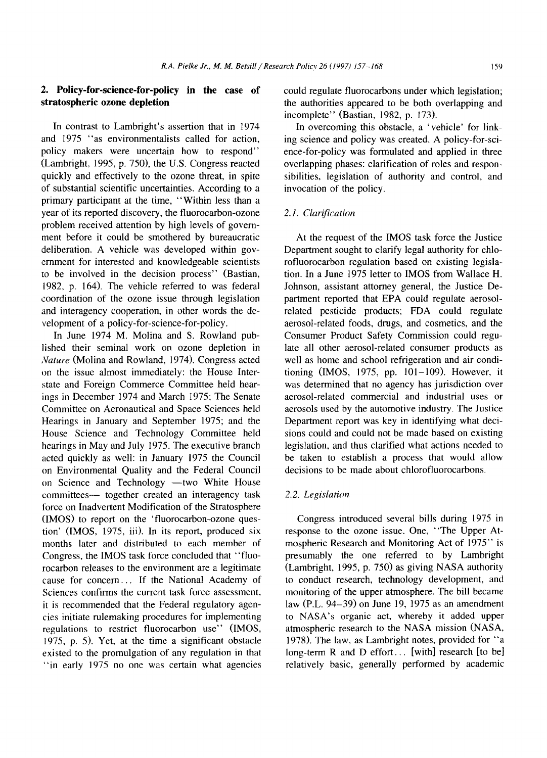## 2. Policy-for-science-for-policy in the case of stratospheric ozone depletion

In contrast to Lambright's assertion that in 1974 and 1975 "as environmentalists called for action, policy makers were uncertain how to respond" (Lambright, 1995, p. 750), the U.S. Congress reacted quickly and effectively to the ozone threat, in spite of substantial scientific uncertainties. According to a primary participant at the time, "Within less than a year of its reported discovery, the fluorocarbon-ozone problem received attention by high levels of government before it could be smothered by bureaucratic deliberation. A vehicle was developed within government for interested and knowledgeable scientists to be involved in the decision process" (Bastian, 1982, p. 164). The vehicle referred to was federal coordination of the ozone issue through legislation and interagency cooperation, in other words the development of a policy-for-science-for-policy.

In June 1974 M. Molina and S. Rowland published their seminal work on ozone depletion in *Nature* (Molina and Rowland, 1974). Congress acted on the issue almost immediately: the House Interstate and Foreign Commerce Committee held hearings in December 1974 and March 1975; The Senate Committee on Aeronautical and Space Sciences held Hearings in January and September 1975; and the House Science and Technology Committee held hearings in May and July 1975. The executive branch acted quickly as well: in January 1975 the Council on Environmental Quality and the Federal Council on Science and Technology —two White House committees— together created an interagency task force on Inadvertent Modification of the Stratosphere (IMOS) to report on the 'fluorocarbon-ozone question' (IMOS, 1975, iii). In its report, produced six months later and distributed to each member of Congress, the IMOS task force concluded that "fluorocarbon releases to the environment are a legitimate cause for concern... If the National Academy of Sciences confirms the current task force assessment, it is recommended that the Federal regulatory agencies initiate rulemaking procedures for implementing regulations to restrict fluorocarbon use" (IMOS, 1975, p. 5). Yet, at the time a significant obstacle existed to the promulgation of any regulation in that "in early 1975 no one was certain what agencies could regulate fluorocarbons under which legislation; the authorities appeared to be both overlapping and incomplete" (Bastian, 1982, p. 173).

In overcoming this obstacle, a 'vehicle' for linking science and policy was created. A policy-for-science-for-policy was formulated and applied in three overlapping phases: clarification of roles and responsibilities, legislation of authority and control, and invocation of the policy.

### 2.1. Clarification

At the request of the IMOS task force the Justice Department sought to clarify legal authority for chlorofluorocarbon regulation based on existing legislation. In a June 1975 letter to IMOS from Wallace H. Johnson, assistant attorney general, the Justice Department reported that EPA could regulate aerosol-related pesticide products; FDA could regulate aerosol-related foods, drugs, and cosmetics, and the Consumer Product Safety Commission could regulate all other aerosol-related consumer products as well as home and school refrigeration and air conditioning (IMOS, 1975, pp. 101–109). However, it was determined that no agency has jurisdiction over aerosol-related commercial and industrial uses or aerosols used by the automotive industry. The Justice Department report was key in identifying what decisions could and could not be made based on existing legislation, and thus clarified what actions needed to be taken to establish a process that would allow decisions to be made about chlorofluorocarbons.

### 2.2. Legislation

Congress introduced several bills during 1975 in response to the ozone issue. One, "The Upper Atmospheric Research and Monitoring Act of 1975" is presumably the one referred to by Lambright (Lambright, 1995, p. 750) as giving NASA authority to conduct research, technology development, and monitoring of the upper atmosphere. The bill became law (P.L. 94–39) on June 19, 1975 as an amendment to NASA's organic act, whereby it added upper atmospheric research to the NASA mission (NASA, 1978). The law, as Lambright notes, provided for "a long-term R and D effort... [with] research [to be] relatively basic, generally performed by academic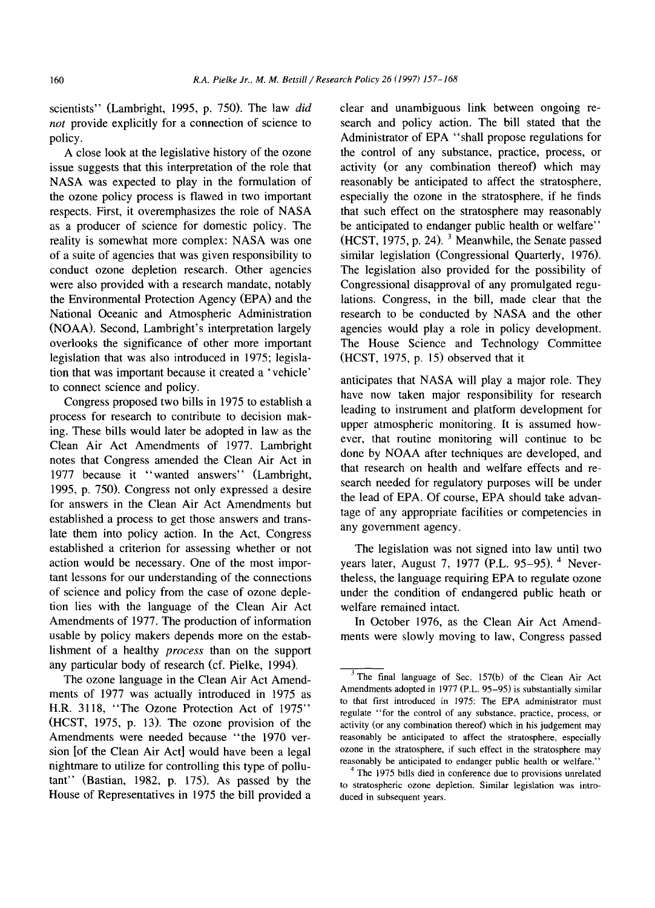scientists" (Lambright, 1995, p. 750). The law *did not* provide explicitly for a connection of science to policy.

A close look at the legislative history of the ozone issue suggests that this interpretation of the role that NASA was expected to play in the formulation of the ozone policy process is flawed in two important respects. First, it overemphasizes the role of NASA as a producer of science for domestic policy. The reality is somewhat more complex: NASA was one of a suite of agencies that was given responsibility to conduct ozone depletion research. Other agencies were also provided with a research mandate, notably the Environmental Protection Agency (EPA) and the National Oceanic and Atmospheric Administration (NOAA). Second, Lambright's interpretation largely overlooks the significance of other more important legislation that was also introduced in 1975; legislation that was important because it created a 'vehicle' to connect science and policy.

Congress proposed two bills in 1975 to establish a process for research to contribute to decision making. These bills would later be adopted in law as the Clean Air Act Amendments of 1977. Lambright notes that Congress amended the Clean Air Act in 1977 because it "wanted answers" (Lambright, 1995, p. 750). Congress not only expressed a desire for answers in the Clean Air Act Amendments but established a process to get those answers and translate them into policy action. In the Act, Congress established a criterion for assessing whether or not action would be necessary. One of the most important lessons for our understanding of the connections of science and policy from the case of ozone depletion lies with the language of the Clean Air Act Amendments of 1977. The production of information usable by policy makers depends more on the establishment of a healthy *process* than on the support any particular body of research (cf. Pielke, 1994).

The ozone language in the Clean Air Act Amendments of 1977 was actually introduced in 1975 as H.R. 3118, "The Ozone Protection Act of 1975" (HCST, 1975, p. 13). The ozone provision of the Amendments were needed because "the 1970 version [of the Clean Air Act] would have been a legal nightmare to utilize for controlling this type of pollutant" (Bastian, 1982, p. 175). As passed by the House of Representatives in 1975 the bill provided a clear and unambiguous link between ongoing research and policy action. The bill stated that the Administrator of EPA "shall propose regulations for the control of any substance, practice, process, or activity (or any combination thereof) which may reasonably be anticipated to affect the stratosphere, especially the ozone in the stratosphere, if he finds that such effect on the stratosphere may reasonably be anticipated to endanger public health or welfare" (HCST, 1975, p. 24). [3] Meanwhile, the Senate passed similar legislation (Congressional Quarterly, 1976). The legislation also provided for the possibility of Congressional disapproval of any promulgated regulations. Congress, in the bill, made clear that the research to be conducted by NASA and the other agencies would play a role in policy development. The House Science and Technology Committee (HCST, 1975, p. 15) observed that it

> anticipates that NASA will play a major role. They have now taken major responsibility for research leading to instrument and platform development for upper atmospheric monitoring. It is assumed however, that routine monitoring will continue to be done by NOAA after techniques are developed, and that research on health and welfare effects and research needed for regulatory purposes will be under the lead of EPA. Of course, EPA should take advantage of any appropriate facilities or competencies in any government agency.

The legislation was not signed into law until two years later, August 7, 1977 (P.L. 95–95). [4] Nevertheless, the language requiring EPA to regulate ozone under the condition of endangered public heath or welfare remained intact.

In October 1976, as the Clean Air Act Amendments were slowly moving to law, Congress passed

---

[3] The final language of Sec. 157(b) of the Clean Air Act Amendments adopted in 1977 (P.L. 95–95) is substantially similar to that first introduced in 1975: The EPA administrator must regulate "for the control of any substance, practice, process, or activity (or any combination thereof) which in his judgement may reasonably be anticipated to affect the stratosphere, especially ozone in the stratosphere, if such effect in the stratosphere may reasonably be anticipated to endanger public health or welfare."

[4] The 1975 bills died in conference due to provisions unrelated to stratospheric ozone depletion. Similar legislation was introduced in subsequent years.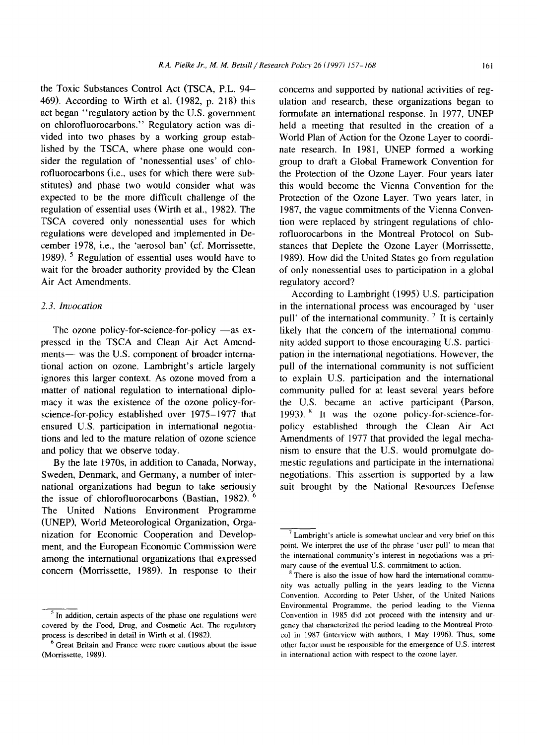the Toxic Substances Control Act (TSCA, P.L. 94–469). According to Wirth et al. (1982, p. 218) this act began "regulatory action by the U.S. government on chlorofluorocarbons." Regulatory action was divided into two phases by a working group established by the TSCA, where phase one would consider the regulation of 'nonessential uses' of chlorofluorocarbons (i.e., uses for which there were substitutes) and phase two would consider what was expected to be the more difficult challenge of the regulation of essential uses (Wirth et al., 1982). The TSCA covered only nonessential uses for which regulations were developed and implemented in December 1978, i.e., the 'aerosol ban' (cf. Morrissette, 1989). [5] Regulation of essential uses would have to wait for the broader authority provided by the Clean Air Act Amendments.

### 2.3. *Invocation*

The ozone policy-for-science-for-policy —as expressed in the TSCA and Clean Air Act Amendments— was the U.S. component of broader international action on ozone. Lambright's article largely ignores this larger context. As ozone moved from a matter of national regulation to international diplomacy it was the existence of the ozone policy-for-science-for-policy established over 1975–1977 that ensured U.S. participation in international negotiations and led to the mature relation of ozone science and policy that we observe today.

By the late 1970s, in addition to Canada, Norway, Sweden, Denmark, and Germany, a number of international organizations had begun to take seriously the issue of chlorofluorocarbons (Bastian, 1982). [6] The United Nations Environment Programme (UNEP), World Meteorological Organization, Organization for Economic Cooperation and Development, and the European Economic Commission were among the international organizations that expressed concern (Morrissette, 1989). In response to their concerns and supported by national activities of regulation and research, these organizations began to formulate an international response. In 1977, UNEP held a meeting that resulted in the creation of a World Plan of Action for the Ozone Layer to coordinate research. In 1981, UNEP formed a working group to draft a Global Framework Convention for the Protection of the Ozone Layer. Four years later this would become the Vienna Convention for the Protection of the Ozone Layer. Two years later, in 1987, the vague commitments of the Vienna Convention were replaced by stringent regulations of chlorofluorocarbons in the Montreal Protocol on Substances that Deplete the Ozone Layer (Morrissette, 1989). How did the United States go from regulation of only nonessential uses to participation in a global regulatory accord?

According to Lambright (1995) U.S. participation in the international process was encouraged by 'user pull' of the international community. [7] It is certainly likely that the concern of the international community added support to those encouraging U.S. participation in the international negotiations. However, the pull of the international community is not sufficient to explain U.S. participation and the international community pulled for at least several years before the U.S. became an active participant (Parson, 1993). [8] It was the ozone policy-for-science-for-policy established through the Clean Air Act Amendments of 1977 that provided the legal mechanism to ensure that the U.S. would promulgate domestic regulations and participate in the international negotiations. This assertion is supported by a law suit brought by the National Resources Defense

---

[5] In addition, certain aspects of the phase one regulations were covered by the Food, Drug, and Cosmetic Act. The regulatory process is described in detail in Wirth et al. (1982).

[6] Great Britain and France were more cautious about the issue (Morrissette, 1989).

[7] Lambright's article is somewhat unclear and very brief on this point. We interpret the use of the phrase 'user pull' to mean that the international community's interest in negotiations was a primary cause of the eventual U.S. commitment to action.

[8] There is also the issue of how hard the international community was actually pulling in the years leading to the Vienna Convention. According to Peter Usher, of the United Nations Environmental Programme, the period leading to the Vienna Convention in 1985 did not proceed with the intensity and urgency that characterized the period leading to the Montreal Protocol in 1987 (interview with authors, 1 May 1996). Thus, some other factor must be responsible for the emergence of U.S. interest in international action with respect to the ozone layer.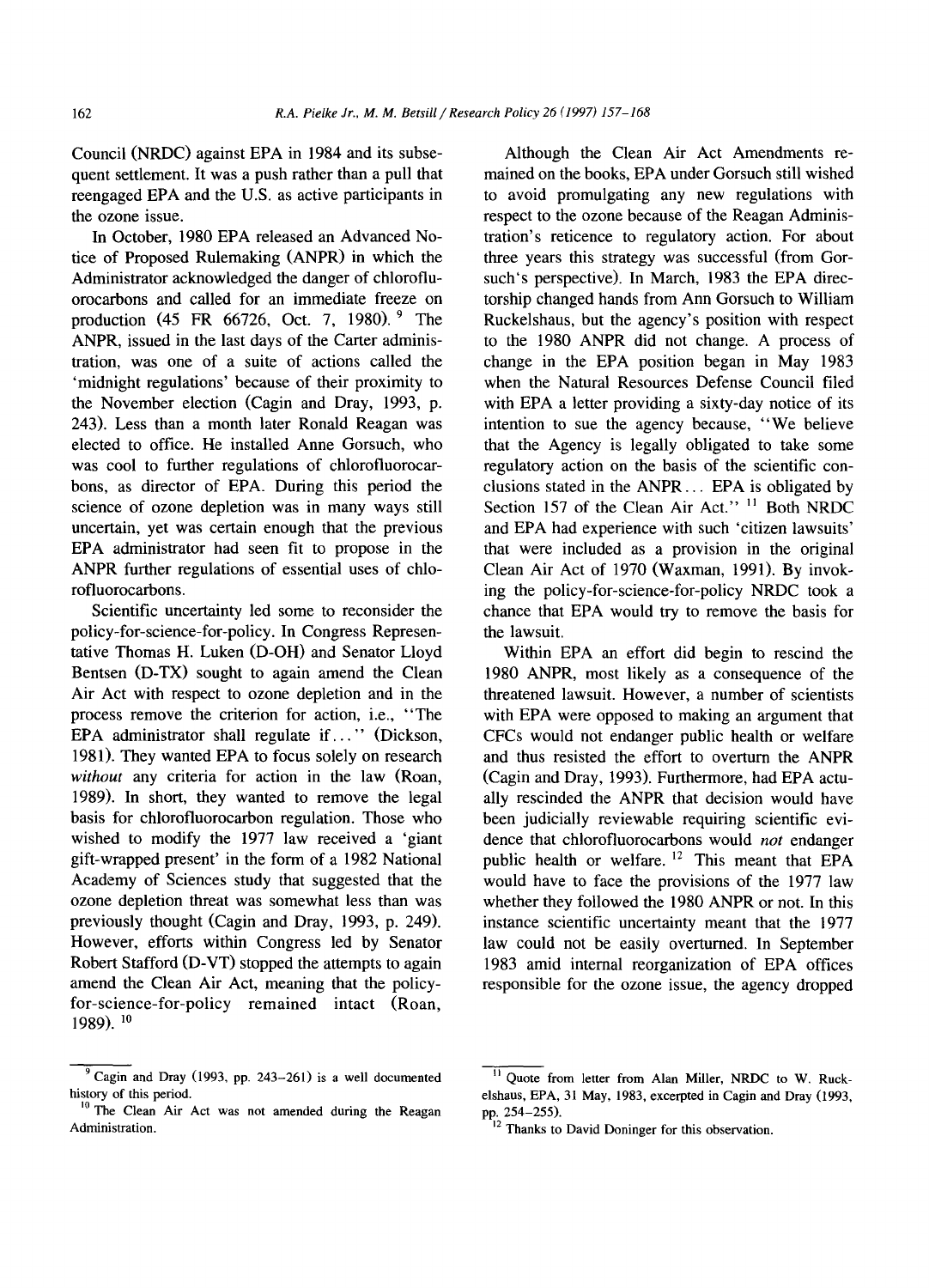Council (NRDC) against EPA in 1984 and its subsequent settlement. It was a push rather than a pull that reengaged EPA and the U.S. as active participants in the ozone issue.

In October, 1980 EPA released an Advanced Notice of Proposed Rulemaking (ANPR) in which the Administrator acknowledged the danger of chlorofluorocarbons and called for an immediate freeze on production (45 FR 66726, Oct. 7, 1980).[9] The ANPR, issued in the last days of the Carter administration, was one of a suite of actions called the 'midnight regulations' because of their proximity to the November election (Cagin and Dray, 1993, p. 243). Less than a month later Ronald Reagan was elected to office. He installed Anne Gorsuch, who was cool to further regulations of chlorofluorocarbons, as director of EPA. During this period the science of ozone depletion was in many ways still uncertain, yet was certain enough that the previous EPA administrator had seen fit to propose in the ANPR further regulations of essential uses of chlorofluorocarbons.

Scientific uncertainty led some to reconsider the policy-for-science-for-policy. In Congress Representative Thomas H. Luken (D-OH) and Senator Lloyd Bentsen (D-TX) sought to again amend the Clean Air Act with respect to ozone depletion and in the process remove the criterion for action, i.e., "The EPA administrator shall regulate if..." (Dickson, 1981). They wanted EPA to focus solely on research *without* any criteria for action in the law (Roan, 1989). In short, they wanted to remove the legal basis for chlorofluorocarbon regulation. Those who wished to modify the 1977 law received a 'giant gift-wrapped present' in the form of a 1982 National Academy of Sciences study that suggested that the ozone depletion threat was somewhat less than was previously thought (Cagin and Dray, 1993, p. 249). However, efforts within Congress led by Senator Robert Stafford (D-VT) stopped the attempts to again amend the Clean Air Act, meaning that the policy-for-science-for-policy remained intact (Roan, 1989).[10]

Although the Clean Air Act Amendments remained on the books, EPA under Gorsuch still wished to avoid promulgating any new regulations with respect to the ozone because of the Reagan Administration's reticence to regulatory action. For about three years this strategy was successful (from Gorsuch's perspective). In March, 1983 the EPA directorship changed hands from Ann Gorsuch to William Ruckelshaus, but the agency's position with respect to the 1980 ANPR did not change. A process of change in the EPA position began in May 1983 when the Natural Resources Defense Council filed with EPA a letter providing a sixty-day notice of its intention to sue the agency because, "We believe that the Agency is legally obligated to take some regulatory action on the basis of the scientific conclusions stated in the ANPR... EPA is obligated by Section 157 of the Clean Air Act."[11] Both NRDC and EPA had experience with such 'citizen lawsuits' that were included as a provision in the original Clean Air Act of 1970 (Waxman, 1991). By invoking the policy-for-science-for-policy NRDC took a chance that EPA would try to remove the basis for the lawsuit.

Within EPA an effort did begin to rescind the 1980 ANPR, most likely as a consequence of the threatened lawsuit. However, a number of scientists with EPA were opposed to making an argument that CFCs would not endanger public health or welfare and thus resisted the effort to overturn the ANPR (Cagin and Dray, 1993). Furthermore, had EPA actually rescinded the ANPR that decision would have been judicially reviewable requiring scientific evidence that chlorofluorocarbons would *not* endanger public health or welfare.[12] This meant that EPA would have to face the provisions of the 1977 law whether they followed the 1980 ANPR or not. In this instance scientific uncertainty meant that the 1977 law could not be easily overturned. In September 1983 amid internal reorganization of EPA offices responsible for the ozone issue, the agency dropped

---

[9] Cagin and Dray (1993, pp. 243–261) is a well documented history of this period.

[10] The Clean Air Act was not amended during the Reagan Administration.

[11] Quote from letter from Alan Miller, NRDC to W. Ruckelshaus, EPA, 31 May, 1983, excerpted in Cagin and Dray (1993, pp. 254–255).

[12] Thanks to David Doninger for this observation.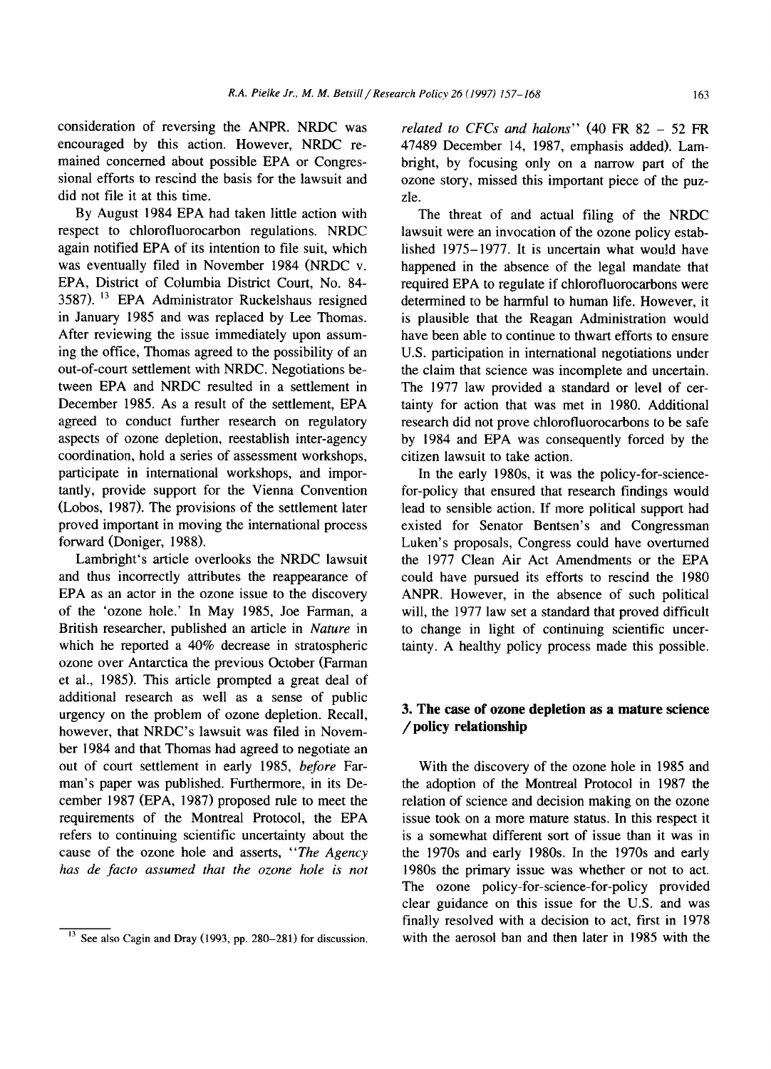consideration of reversing the ANPR. NRDC was encouraged by this action. However, NRDC remained concerned about possible EPA or Congressional efforts to rescind the basis for the lawsuit and did not file it at this time.

By August 1984 EPA had taken little action with respect to chlorofluorocarbon regulations. NRDC again notified EPA of its intention to file suit, which was eventually filed in November 1984 (NRDC v. EPA, District of Columbia District Court, No. 84-3587).[13] EPA Administrator Ruckelshaus resigned in January 1985 and was replaced by Lee Thomas. After reviewing the issue immediately upon assuming the office, Thomas agreed to the possibility of an out-of-court settlement with NRDC. Negotiations between EPA and NRDC resulted in a settlement in December 1985. As a result of the settlement, EPA agreed to conduct further research on regulatory aspects of ozone depletion, reestablish inter-agency coordination, hold a series of assessment workshops, participate in international workshops, and importantly, provide support for the Vienna Convention (Lobos, 1987). The provisions of the settlement later proved important in moving the international process forward (Doniger, 1988).

Lambright's article overlooks the NRDC lawsuit and thus incorrectly attributes the reappearance of EPA as an actor in the ozone issue to the discovery of the 'ozone hole.' In May 1985, Joe Farman, a British researcher, published an article in *Nature* in which he reported a 40% decrease in stratospheric ozone over Antarctica the previous October (Farman et al., 1985). This article prompted a great deal of additional research as well as a sense of public urgency on the problem of ozone depletion. Recall, however, that NRDC's lawsuit was filed in November 1984 and that Thomas had agreed to negotiate an out of court settlement in early 1985, *before* Farman's paper was published. Furthermore, in its December 1987 (EPA, 1987) proposed rule to meet the requirements of the Montreal Protocol, the EPA refers to continuing scientific uncertainty about the cause of the ozone hole and asserts, "*The Agency has de facto assumed that the ozone hole is not related to CFCs and halons*" (40 FR 82 – 52 FR 47489 December 14, 1987, emphasis added). Lambright, by focusing only on a narrow part of the ozone story, missed this important piece of the puzzle.

The threat of and actual filing of the NRDC lawsuit were an invocation of the ozone policy established 1975–1977. It is uncertain what would have happened in the absence of the legal mandate that required EPA to regulate if chlorofluorocarbons were determined to be harmful to human life. However, it is plausible that the Reagan Administration would have been able to continue to thwart efforts to ensure U.S. participation in international negotiations under the claim that science was incomplete and uncertain. The 1977 law provided a standard or level of certainty for action that was met in 1980. Additional research did not prove chlorofluorocarbons to be safe by 1984 and EPA was consequently forced by the citizen lawsuit to take action.

In the early 1980s, it was the policy-for-science-for-policy that ensured that research findings would lead to sensible action. If more political support had existed for Senator Bentsen's and Congressman Luken's proposals, Congress could have overturned the 1977 Clean Air Act Amendments or the EPA could have pursued its efforts to rescind the 1980 ANPR. However, in the absence of such political will, the 1977 law set a standard that proved difficult to change in light of continuing scientific uncertainty. A healthy policy process made this possible.

## 3. The case of ozone depletion as a mature science / policy relationship

With the discovery of the ozone hole in 1985 and the adoption of the Montreal Protocol in 1987 the relation of science and decision making on the ozone issue took on a more mature status. In this respect it is a somewhat different sort of issue than it was in the 1970s and early 1980s. In the 1970s and early 1980s the primary issue was whether or not to act. The ozone policy-for-science-for-policy provided clear guidance on this issue for the U.S. and was finally resolved with a decision to act, first in 1978 with the aerosol ban and then later in 1985 with the

[13] See also Cagin and Dray (1993, pp. 280–281) for discussion.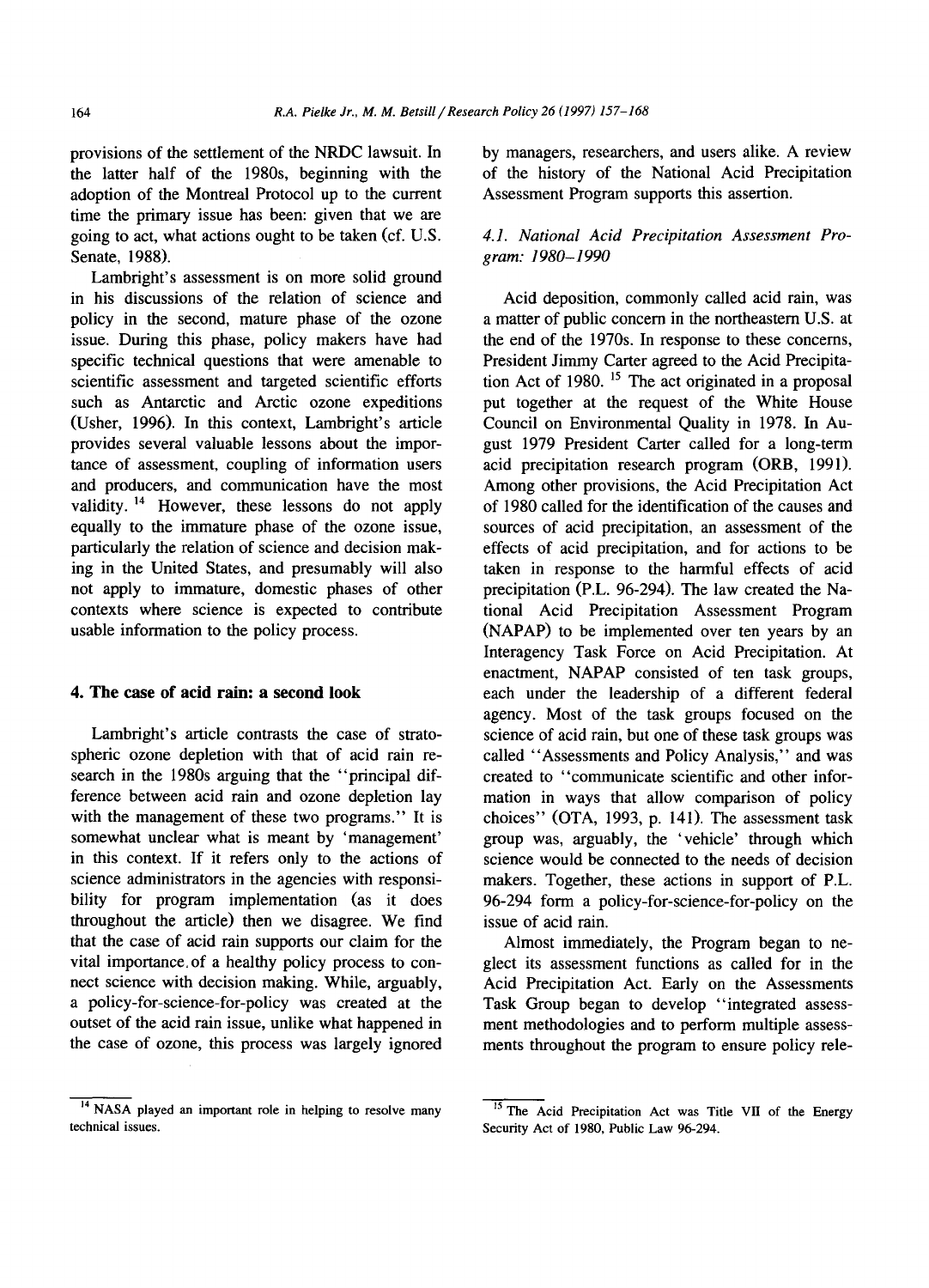provisions of the settlement of the NRDC lawsuit. In the latter half of the 1980s, beginning with the adoption of the Montreal Protocol up to the current time the primary issue has been: given that we are going to act, what actions ought to be taken (cf. U.S. Senate, 1988).

Lambright's assessment is on more solid ground in his discussions of the relation of science and policy in the second, mature phase of the ozone issue. During this phase, policy makers have had specific technical questions that were amenable to scientific assessment and targeted scientific efforts such as Antarctic and Arctic ozone expeditions (Usher, 1996). In this context, Lambright's article provides several valuable lessons about the importance of assessment, coupling of information users and producers, and communication have the most validity. [14] However, these lessons do not apply equally to the immature phase of the ozone issue, particularly the relation of science and decision making in the United States, and presumably will also not apply to immature, domestic phases of other contexts where science is expected to contribute usable information to the policy process.

## 4. The case of acid rain: a second look

Lambright's article contrasts the case of stratospheric ozone depletion with that of acid rain research in the 1980s arguing that the "principal difference between acid rain and ozone depletion lay with the management of these two programs." It is somewhat unclear what is meant by 'management' in this context. If it refers only to the actions of science administrators in the agencies with responsibility for program implementation (as it does throughout the article) then we disagree. We find that the case of acid rain supports our claim for the vital importance of a healthy policy process to connect science with decision making. While, arguably, a policy-for-science-for-policy was created at the outset of the acid rain issue, unlike what happened in the case of ozone, this process was largely ignored by managers, researchers, and users alike. A review of the history of the National Acid Precipitation Assessment Program supports this assertion.

### 4.1. National Acid Precipitation Assessment Program: 1980–1990

Acid deposition, commonly called acid rain, was a matter of public concern in the northeastern U.S. at the end of the 1970s. In response to these concerns, President Jimmy Carter agreed to the Acid Precipitation Act of 1980. [15] The act originated in a proposal put together at the request of the White House Council on Environmental Quality in 1978. In August 1979 President Carter called for a long-term acid precipitation research program (ORB, 1991). Among other provisions, the Acid Precipitation Act of 1980 called for the identification of the causes and sources of acid precipitation, an assessment of the effects of acid precipitation, and for actions to be taken in response to the harmful effects of acid precipitation (P.L. 96-294). The law created the National Acid Precipitation Assessment Program (NAPAP) to be implemented over ten years by an Interagency Task Force on Acid Precipitation. At enactment, NAPAP consisted of ten task groups, each under the leadership of a different federal agency. Most of the task groups focused on the science of acid rain, but one of these task groups was called "Assessments and Policy Analysis," and was created to "communicate scientific and other information in ways that allow comparison of policy choices" (OTA, 1993, p. 141). The assessment task group was, arguably, the 'vehicle' through which science would be connected to the needs of decision makers. Together, these actions in support of P.L. 96-294 form a policy-for-science-for-policy on the issue of acid rain.

Almost immediately, the Program began to neglect its assessment functions as called for in the Acid Precipitation Act. Early on the Assessments Task Group began to develop "integrated assessment methodologies and to perform multiple assessments throughout the program to ensure policy rele-

---

[14] NASA played an important role in helping to resolve many technical issues.

[15] The Acid Precipitation Act was Title VII of the Energy Security Act of 1980, Public Law 96-294.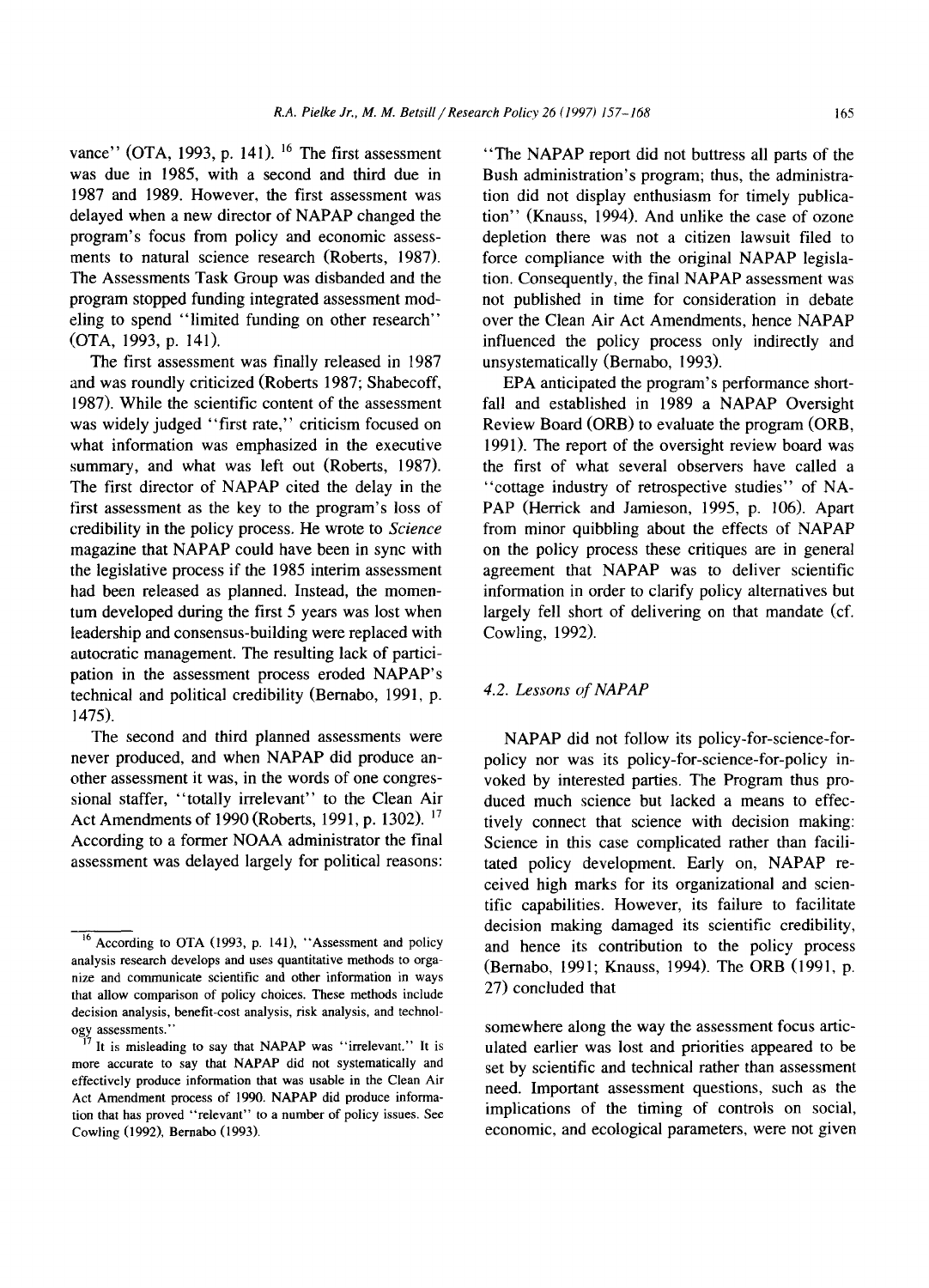vance" (OTA, 1993, p. 141). [16] The first assessment was due in 1985, with a second and third due in 1987 and 1989. However, the first assessment was delayed when a new director of NAPAP changed the program's focus from policy and economic assessments to natural science research (Roberts, 1987). The Assessments Task Group was disbanded and the program stopped funding integrated assessment modeling to spend "limited funding on other research" (OTA, 1993, p. 141).

The first assessment was finally released in 1987 and was roundly criticized (Roberts 1987; Shabecoff, 1987). While the scientific content of the assessment was widely judged "first rate," criticism focused on what information was emphasized in the executive summary, and what was left out (Roberts, 1987). The first director of NAPAP cited the delay in the first assessment as the key to the program's loss of credibility in the policy process. He wrote to *Science* magazine that NAPAP could have been in sync with the legislative process if the 1985 interim assessment had been released as planned. Instead, the momentum developed during the first 5 years was lost when leadership and consensus-building were replaced with autocratic management. The resulting lack of participation in the assessment process eroded NAPAP's technical and political credibility (Bernabo, 1991, p. 1475).

The second and third planned assessments were never produced, and when NAPAP did produce another assessment it was, in the words of one congressional staffer, "totally irrelevant" to the Clean Air Act Amendments of 1990 (Roberts, 1991, p. 1302). [17] According to a former NOAA administrator the final assessment was delayed largely for political reasons: "The NAPAP report did not buttress all parts of the Bush administration's program; thus, the administration did not display enthusiasm for timely publication" (Knauss, 1994). And unlike the case of ozone depletion there was not a citizen lawsuit filed to force compliance with the original NAPAP legislation. Consequently, the final NAPAP assessment was not published in time for consideration in debate over the Clean Air Act Amendments, hence NAPAP influenced the policy process only indirectly and unsystematically (Bernabo, 1993).

EPA anticipated the program's performance shortfall and established in 1989 a NAPAP Oversight Review Board (ORB) to evaluate the program (ORB, 1991). The report of the oversight review board was the first of what several observers have called a "cottage industry of retrospective studies" of NAPAP (Herrick and Jamieson, 1995, p. 106). Apart from minor quibbling about the effects of NAPAP on the policy process these critiques are in general agreement that NAPAP was to deliver scientific information in order to clarify policy alternatives but largely fell short of delivering on that mandate (cf. Cowling, 1992).

### 4.2. Lessons of NAPAP

NAPAP did not follow its policy-for-science-for-policy nor was its policy-for-science-for-policy invoked by interested parties. The Program thus produced much science but lacked a means to effectively connect that science with decision making: Science in this case complicated rather than facilitated policy development. Early on, NAPAP received high marks for its organizational and scientific capabilities. However, its failure to facilitate decision making damaged its scientific credibility, and hence its contribution to the policy process (Bernabo, 1991; Knauss, 1994). The ORB (1991, p. 27) concluded that

somewhere along the way the assessment focus articulated earlier was lost and priorities appeared to be set by scientific and technical rather than assessment need. Important assessment questions, such as the implications of the timing of controls on social, economic, and ecological parameters, were not given

---

[16] According to OTA (1993, p. 141), "Assessment and policy analysis research develops and uses quantitative methods to organize and communicate scientific and other information in ways that allow comparison of policy choices. These methods include decision analysis, benefit-cost analysis, risk analysis, and technology assessments."

[17] It is misleading to say that NAPAP was "irrelevant." It is more accurate to say that NAPAP did not systematically and effectively produce information that was usable in the Clean Air Act Amendment process of 1990. NAPAP did produce information that has proved "relevant" to a number of policy issues. See Cowling (1992), Bernabo (1993).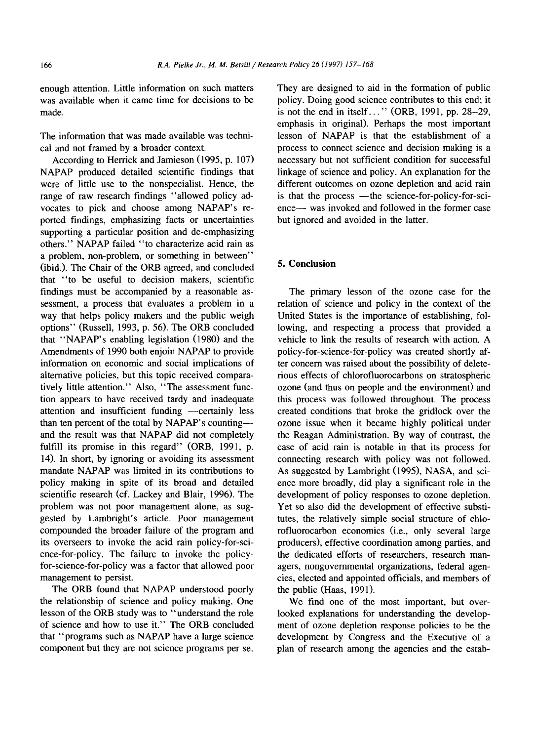enough attention. Little information on such matters was available when it came time for decisions to be made.

The information that was made available was technical and not framed by a broader context.

According to Herrick and Jamieson (1995, p. 107) NAPAP produced detailed scientific findings that were of little use to the nonspecialist. Hence, the range of raw research findings "allowed policy advocates to pick and choose among NAPAP's reported findings, emphasizing facts or uncertainties supporting a particular position and de-emphasizing others." NAPAP failed "to characterize acid rain as a problem, non-problem, or something in between" (ibid.). The Chair of the ORB agreed, and concluded that "to be useful to decision makers, scientific findings must be accompanied by a reasonable assessment, a process that evaluates a problem in a way that helps policy makers and the public weigh options" (Russell, 1993, p. 56). The ORB concluded that "NAPAP's enabling legislation (1980) and the Amendments of 1990 both enjoin NAPAP to provide information on economic and social implications of alternative policies, but this topic received comparatively little attention." Also, "The assessment function appears to have received tardy and inadequate attention and insufficient funding —certainly less than ten percent of the total by NAPAP's counting— and the result was that NAPAP did not completely fulfill its promise in this regard" (ORB, 1991, p. 14). In short, by ignoring or avoiding its assessment mandate NAPAP was limited in its contributions to policy making in spite of its broad and detailed scientific research (cf. Lackey and Blair, 1996). The problem was not poor management alone, as suggested by Lambright's article. Poor management compounded the broader failure of the program and its overseers to invoke the acid rain policy-for-science-for-policy. The failure to invoke the policy-for-science-for-policy was a factor that allowed poor management to persist.

The ORB found that NAPAP understood poorly the relationship of science and policy making. One lesson of the ORB study was to "understand the role of science and how to use it." The ORB concluded that "programs such as NAPAP have a large science component but they are not science programs per se. They are designed to aid in the formation of public policy. Doing good science contributes to this end; it is not the end in itself..." (ORB, 1991, pp. 28–29, emphasis in original). Perhaps the most important lesson of NAPAP is that the establishment of a process to connect science and decision making is a necessary but not sufficient condition for successful linkage of science and policy. An explanation for the different outcomes on ozone depletion and acid rain is that the process —the science-for-policy-for-science— was invoked and followed in the former case but ignored and avoided in the latter.

## 5. Conclusion

The primary lesson of the ozone case for the relation of science and policy in the context of the United States is the importance of establishing, following, and respecting a process that provided a vehicle to link the results of research with action. A policy-for-science-for-policy was created shortly after concern was raised about the possibility of deleterious effects of chlorofluorocarbons on stratospheric ozone (and thus on people and the environment) and this process was followed throughout. The process created conditions that broke the gridlock over the ozone issue when it became highly political under the Reagan Administration. By way of contrast, the case of acid rain is notable in that its process for connecting research with policy was not followed. As suggested by Lambright (1995), NASA, and science more broadly, did play a significant role in the development of policy responses to ozone depletion. Yet so also did the development of effective substitutes, the relatively simple social structure of chlorofluorocarbon economics (i.e., only several large producers), effective coordination among parties, and the dedicated efforts of researchers, research managers, nongovernmental organizations, federal agencies, elected and appointed officials, and members of the public (Haas, 1991).

We find one of the most important, but overlooked explanations for understanding the development of ozone depletion response policies to be the development by Congress and the Executive of a plan of research among the agencies and the estab-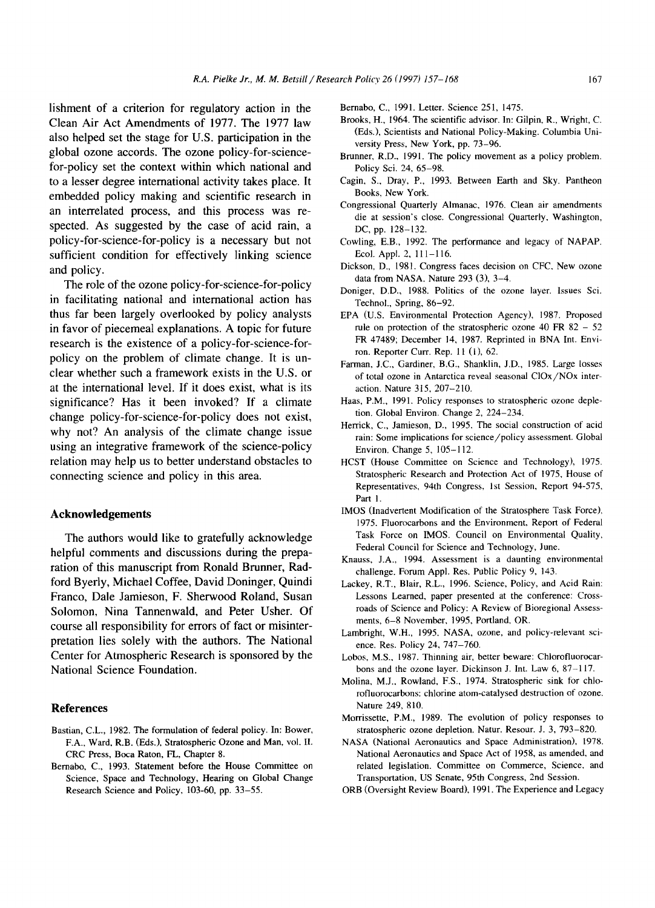lishment of a criterion for regulatory action in the Clean Air Act Amendments of 1977. The 1977 law also helped set the stage for U.S. participation in the global ozone accords. The ozone policy-for-science-for-policy set the context within which national and to a lesser degree international activity takes place. It embedded policy making and scientific research in an interrelated process, and this process was respected. As suggested by the case of acid rain, a policy-for-science-for-policy is a necessary but not sufficient condition for effectively linking science and policy.

The role of the ozone policy-for-science-for-policy in facilitating national and international action has thus far been largely overlooked by policy analysts in favor of piecemeal explanations. A topic for future research is the existence of a policy-for-science-for-policy on the problem of climate change. It is unclear whether such a framework exists in the U.S. or at the international level. If it does exist, what is its significance? Has it been invoked? If a climate change policy-for-science-for-policy does not exist, why not? An analysis of the climate change issue using an integrative framework of the science-policy relation may help us to better understand obstacles to connecting science and policy in this area.

## Acknowledgements

The authors would like to gratefully acknowledge helpful comments and discussions during the preparation of this manuscript from Ronald Brunner, Radford Byerly, Michael Coffee, David Doniger, Quindi Franco, Dale Jamieson, F. Sherwood Roland, Susan Solomon, Nina Tannenwald, and Peter Usher. Of course all responsibility for errors of fact or misinterpretation lies solely with the authors. The National Center for Atmospheric Research is sponsored by the National Science Foundation.

## References

Bastian, C.L., 1982. The formulation of federal policy. In: Bower, F.A., Ward, R.B. (Eds.), Stratospheric Ozone and Man, vol. II. CRC Press, Boca Raton, FL, Chapter 8.

Bernabo, C., 1993. Statement before the House Committee on Science, Space and Technology, Hearing on Global Change Research Science and Policy, 103-60, pp. 33–55.

Bernabo, C., 1991. Letter. Science 251, 1475.

Brooks, H., 1964. The scientific advisor. In: Gilpin, R., Wright, C. (Eds.), Scientists and National Policy-Making. Columbia University Press, New York, pp. 73–96.

Brunner, R.D., 1991. The policy movement as a policy problem. Policy Sci. 24, 65–98.

Cagin, S., Dray, P., 1993. Between Earth and Sky. Pantheon Books, New York.

Congressional Quarterly Almanac, 1976. Clean air amendments die at session's close. Congressional Quarterly, Washington, DC, pp. 128–132.

Cowling, E.B., 1992. The performance and legacy of NAPAP. Ecol. Appl. 2, 111–116.

Dickson, D., 1981. Congress faces decision on CFC. New ozone data from NASA. Nature 293 (3), 3–4.

Doniger, D.D., 1988. Politics of the ozone layer. Issues Sci. Technol., Spring, 86–92.

EPA (U.S. Environmental Protection Agency), 1987. Proposed rule on protection of the stratospheric ozone 40 FR 82 – 52 FR 47489; December 14, 1987. Reprinted in BNA Int. Environ. Reporter Curr. Rep. 11 (1), 62.

Farman, J.C., Gardiner, B.G., Shanklin, J.D., 1985. Large losses of total ozone in Antarctica reveal seasonal ClOx/NOx interaction. Nature 315, 207–210.

Haas, P.M., 1991. Policy responses to stratospheric ozone depletion. Global Environ. Change 2, 224–234.

Herrick, C., Jamieson, D., 1995. The social construction of acid rain: Some implications for science/policy assessment. Global Environ. Change 5, 105–112.

HCST (House Committee on Science and Technology), 1975. Stratospheric Research and Protection Act of 1975, House of Representatives, 94th Congress, 1st Session, Report 94-575, Part 1.

IMOS (Inadvertent Modification of the Stratosphere Task Force), 1975. Fluorocarbons and the Environment, Report of Federal Task Force on IMOS. Council on Environmental Quality, Federal Council for Science and Technology, June.

Knauss, J.A., 1994. Assessment is a daunting environmental challenge. Forum Appl. Res. Public Policy 9, 143.

Lackey, R.T., Blair, R.L., 1996. Science, Policy, and Acid Rain: Lessons Learned, paper presented at the conference: Crossroads of Science and Policy: A Review of Bioregional Assessments, 6–8 November, 1995, Portland, OR.

Lambright, W.H., 1995. NASA, ozone, and policy-relevant science. Res. Policy 24, 747–760.

Lobos, M.S., 1987. Thinning air, better beware: Chlorofluorocarbons and the ozone layer. Dickinson J. Int. Law 6, 87–117.

Molina, M.J., Rowland, F.S., 1974. Stratospheric sink for chlorofluorocarbons: chlorine atom-catalysed destruction of ozone. Nature 249, 810.

Morrissette, P.M., 1989. The evolution of policy responses to stratospheric ozone depletion. Natur. Resour. J. 3, 793–820.

NASA (National Aeronautics and Space Administration), 1978. National Aeronautics and Space Act of 1958, as amended, and related legislation. Committee on Commerce, Science, and Transportation, US Senate, 95th Congress, 2nd Session.

ORB (Oversight Review Board), 1991. The Experience and Legacy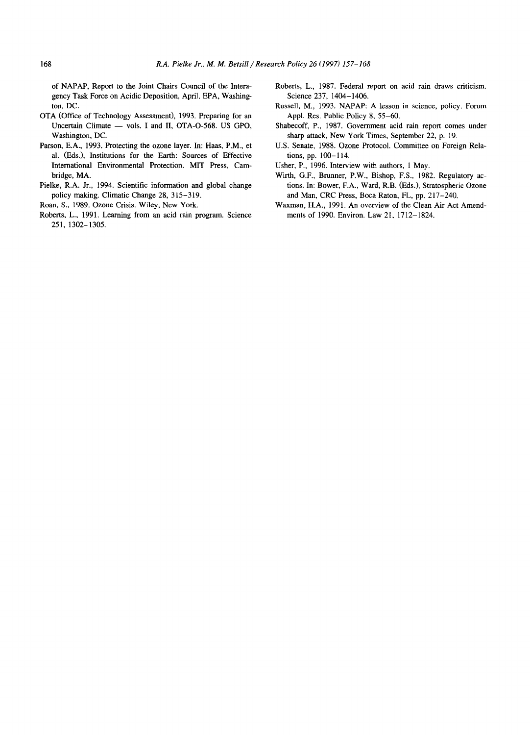of NAPAP, Report to the Joint Chairs Council of the Interagency Task Force on Acidic Deposition, April. EPA, Washington, DC.

OTA (Office of Technology Assessment), 1993. Preparing for an Uncertain Climate — vols. I and II, OTA-O-568. US GPO, Washington, DC.

Parson, E.A., 1993. Protecting the ozone layer. In: Haas, P.M., et al. (Eds.), Institutions for the Earth: Sources of Effective International Environmental Protection. MIT Press, Cambridge, MA.

Pielke, R.A. Jr., 1994. Scientific information and global change policy making. Climatic Change 28, 315–319.

Roan, S., 1989. Ozone Crisis. Wiley, New York.

Roberts, L., 1991. Learning from an acid rain program. Science 251, 1302–1305.

Roberts, L., 1987. Federal report on acid rain draws criticism. Science 237, 1404–1406.

Russell, M., 1993. NAPAP: A lesson in science, policy. Forum Appl. Res. Public Policy 8, 55–60.

Shabecoff, P., 1987. Government acid rain report comes under sharp attack, New York Times, September 22, p. 19.

U.S. Senate, 1988. Ozone Protocol. Committee on Foreign Relations, pp. 100–114.

Usher, P., 1996. Interview with authors, 1 May.

Wirth, G.F., Brunner, P.W., Bishop, F.S., 1982. Regulatory actions. In: Bower, F.A., Ward, R.B. (Eds.), Stratospheric Ozone and Man, CRC Press, Boca Raton, FL, pp. 217–240.

Waxman, H.A., 1991. An overview of the Clean Air Act Amendments of 1990. Environ. Law 21, 1712–1824.